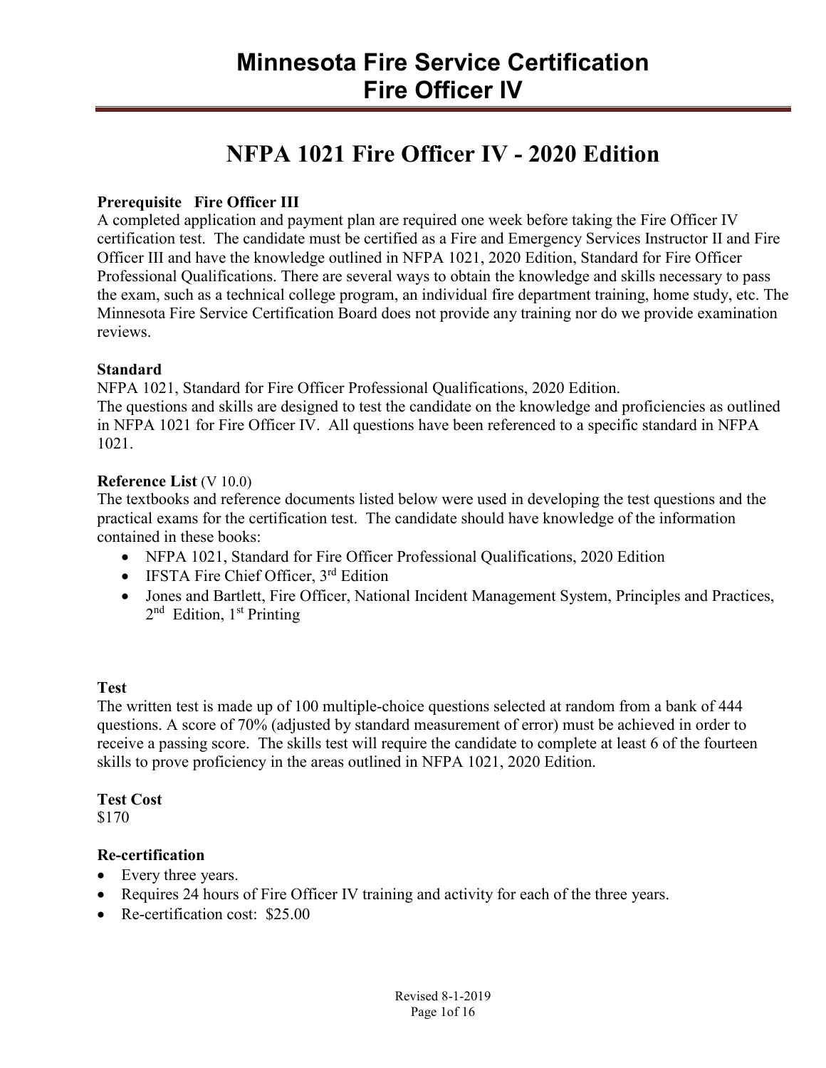# Minnesota Fire Service Certification
# Fire Officer IV

## NFPA 1021 Fire Officer IV - 2020 Edition

**Prerequisite   Fire Officer III**

A completed application and payment plan are required one week before taking the Fire Officer IV certification test. The candidate must be certified as a Fire and Emergency Services Instructor II and Fire Officer III and have the knowledge outlined in NFPA 1021, 2020 Edition, Standard for Fire Officer Professional Qualifications. There are several ways to obtain the knowledge and skills necessary to pass the exam, such as a technical college program, an individual fire department training, home study, etc. The Minnesota Fire Service Certification Board does not provide any training nor do we provide examination reviews.

**Standard**

NFPA 1021, Standard for Fire Officer Professional Qualifications, 2020 Edition.
The questions and skills are designed to test the candidate on the knowledge and proficiencies as outlined in NFPA 1021 for Fire Officer IV. All questions have been referenced to a specific standard in NFPA 1021.

**Reference List** (V 10.0)

The textbooks and reference documents listed below were used in developing the test questions and the practical exams for the certification test. The candidate should have knowledge of the information contained in these books:

- NFPA 1021, Standard for Fire Officer Professional Qualifications, 2020 Edition
- IFSTA Fire Chief Officer, 3rd Edition
- Jones and Bartlett, Fire Officer, National Incident Management System, Principles and Practices, 2nd Edition, 1st Printing

**Test**

The written test is made up of 100 multiple-choice questions selected at random from a bank of 444 questions. A score of 70% (adjusted by standard measurement of error) must be achieved in order to receive a passing score. The skills test will require the candidate to complete at least 6 of the fourteen skills to prove proficiency in the areas outlined in NFPA 1021, 2020 Edition.

**Test Cost**

$170

**Re-certification**

- Every three years.
- Requires 24 hours of Fire Officer IV training and activity for each of the three years.
- Re-certification cost: $25.00

Revised 8-1-2019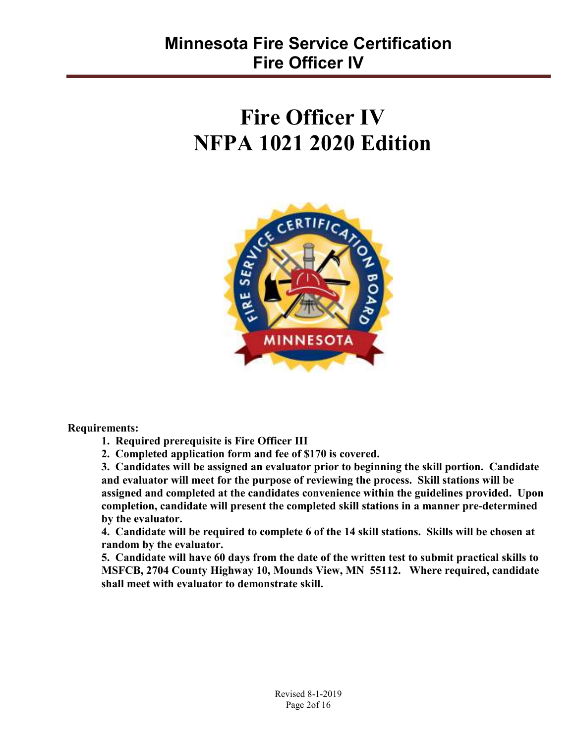# Fire Officer IV
# NFPA 1021 2020 Edition

**Requirements:**

1. **Required prerequisite is Fire Officer III**
2. **Completed application form and fee of $170 is covered.**
3. **Candidates will be assigned an evaluator prior to beginning the skill portion. Candidate and evaluator will meet for the purpose of reviewing the process. Skill stations will be assigned and completed at the candidates convenience within the guidelines provided. Upon completion, candidate will present the completed skill stations in a manner pre-determined by the evaluator.**
4. **Candidate will be required to complete 6 of the 14 skill stations. Skills will be chosen at random by the evaluator.**
5. **Candidate will have 60 days from the date of the written test to submit practical skills to MSFCB, 2704 County Highway 10, Mounds View, MN 55112. Where required, candidate shall meet with evaluator to demonstrate skill.**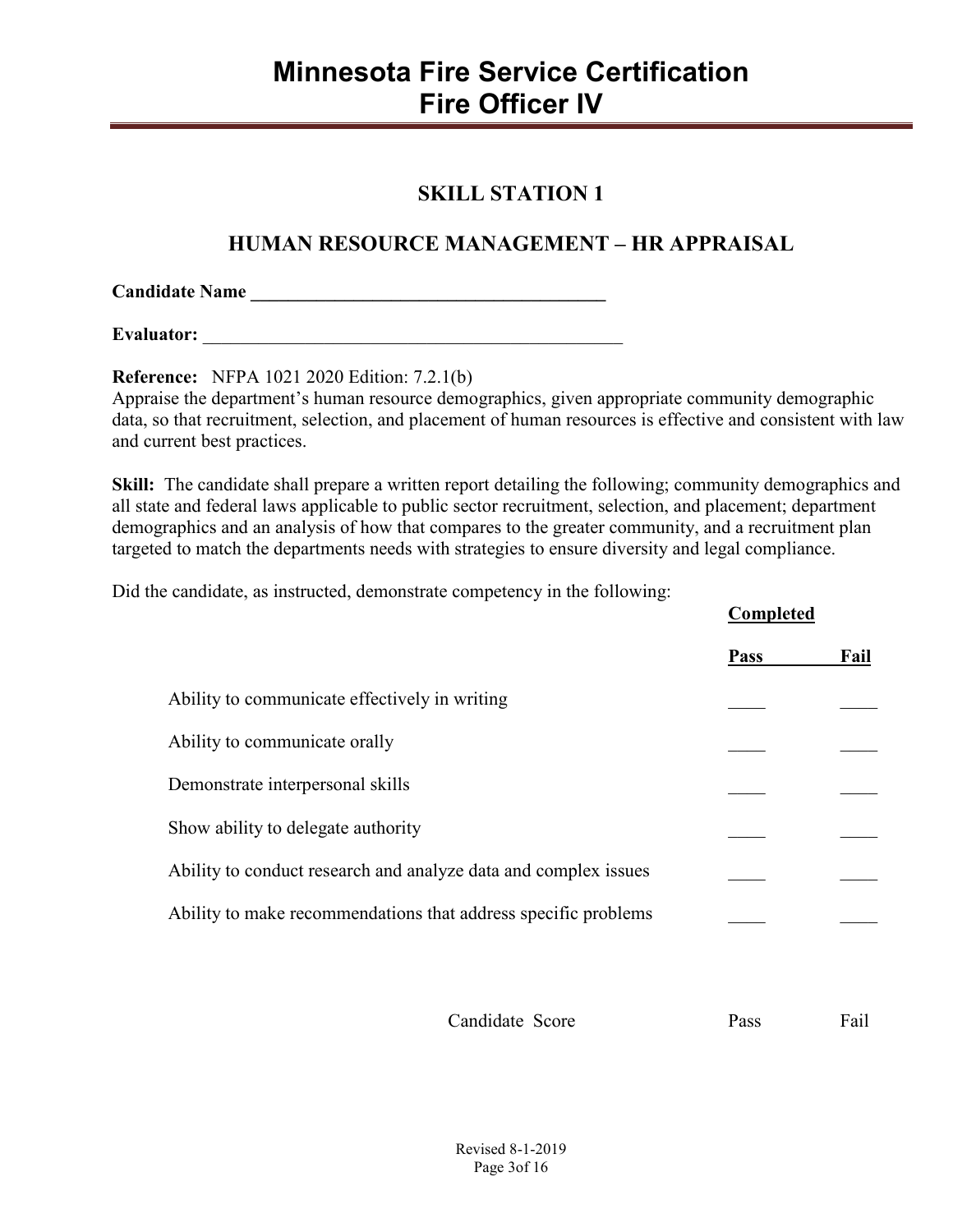# Minnesota Fire Service Certification
# Fire Officer IV

## SKILL STATION 1

## HUMAN RESOURCE MANAGEMENT – HR APPRAISAL

**Candidate Name** ______________________________________

**Evaluator:** ______________________________________________

**Reference:** NFPA 1021 2020 Edition: 7.2.1(b)
Appraise the department's human resource demographics, given appropriate community demographic data, so that recruitment, selection, and placement of human resources is effective and consistent with law and current best practices.

**Skill:** The candidate shall prepare a written report detailing the following; community demographics and all state and federal laws applicable to public sector recruitment, selection, and placement; department demographics and an analysis of how that compares to the greater community, and a recruitment plan targeted to match the departments needs with strategies to ensure diversity and legal compliance.

Did the candidate, as instructed, demonstrate competency in the following:

| | **Completed** | |
|---|---|---|
| | **Pass** | **Fail** |
| Ability to communicate effectively in writing | ____ | ____ |
| Ability to communicate orally | ____ | ____ |
| Demonstrate interpersonal skills | ____ | ____ |
| Show ability to delegate authority | ____ | ____ |
| Ability to conduct research and analyze data and complex issues | ____ | ____ |
| Ability to make recommendations that address specific problems | ____ | ____ |

Candidate Score Pass Fail

Revised 8-1-2019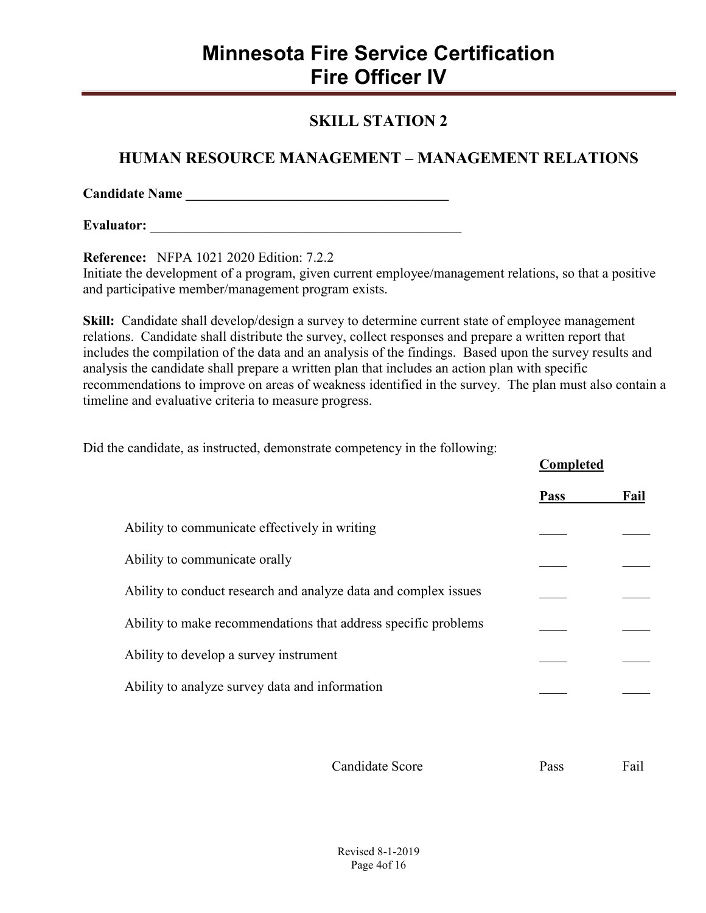# Minnesota Fire Service Certification
# Fire Officer IV

## SKILL STATION 2

## HUMAN RESOURCE MANAGEMENT – MANAGEMENT RELATIONS

**Candidate Name ______________________________________**

**Evaluator:** ______________________________________________

**Reference:** NFPA 1021 2020 Edition: 7.2.2
Initiate the development of a program, given current employee/management relations, so that a positive and participative member/management program exists.

**Skill:** Candidate shall develop/design a survey to determine current state of employee management relations. Candidate shall distribute the survey, collect responses and prepare a written report that includes the compilation of the data and an analysis of the findings. Based upon the survey results and analysis the candidate shall prepare a written plan that includes an action plan with specific recommendations to improve on areas of weakness identified in the survey. The plan must also contain a timeline and evaluative criteria to measure progress.

Did the candidate, as instructed, demonstrate competency in the following:

| | **Completed** | |
|---|---|---|
| | **Pass** | **Fail** |
| Ability to communicate effectively in writing | ____ | ____ |
| Ability to communicate orally | ____ | ____ |
| Ability to conduct research and analyze data and complex issues | ____ | ____ |
| Ability to make recommendations that address specific problems | ____ | ____ |
| Ability to develop a survey instrument | ____ | ____ |
| Ability to analyze survey data and information | ____ | ____ |

| | | |
|---|---|---|
| Candidate Score | Pass | Fail |

Revised 8-1-2019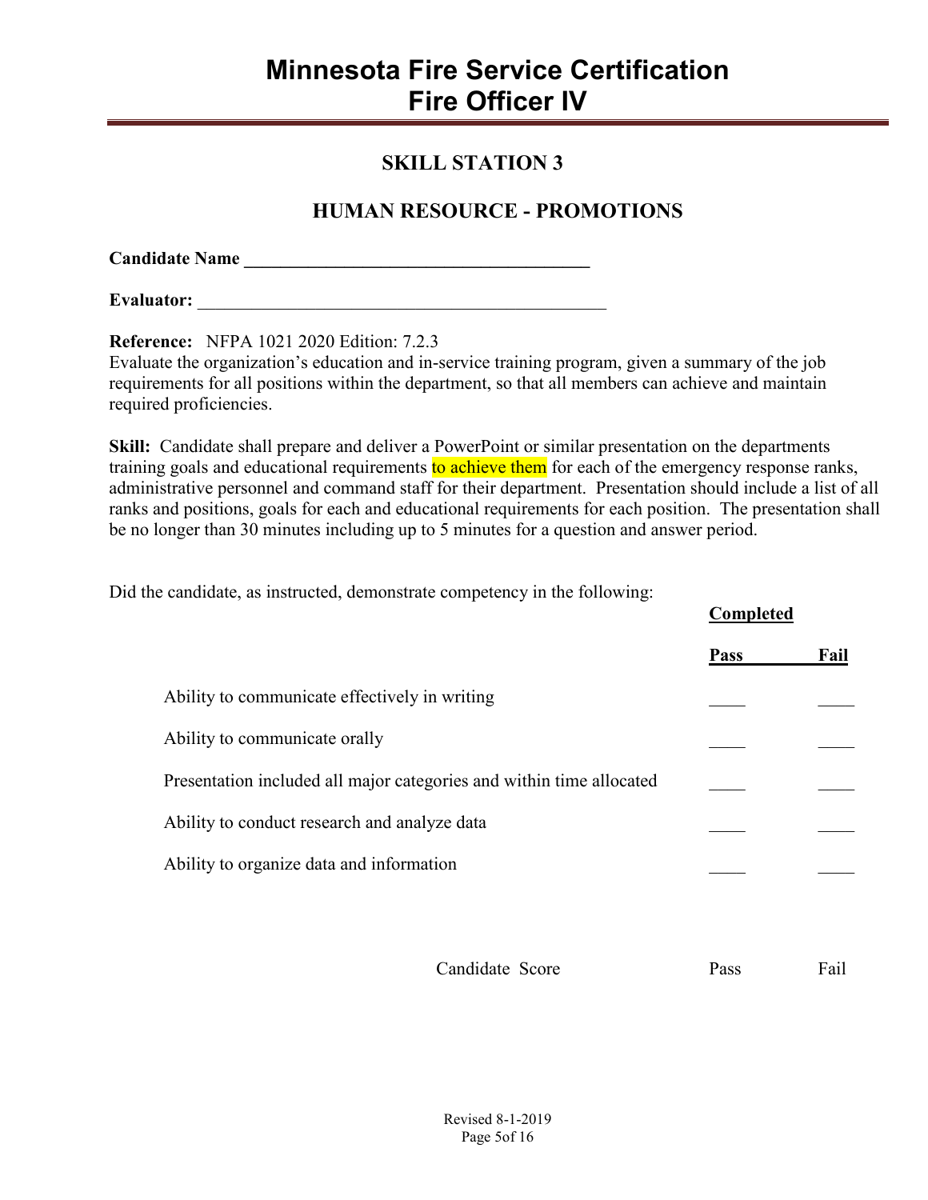# Minnesota Fire Service Certification
# Fire Officer IV

## SKILL STATION 3

## HUMAN RESOURCE - PROMOTIONS

**Candidate Name** ______________________________________

**Evaluator:** ______________________________________________

**Reference:** NFPA 1021 2020 Edition: 7.2.3
Evaluate the organization's education and in-service training program, given a summary of the job requirements for all positions within the department, so that all members can achieve and maintain required proficiencies.

**Skill:** Candidate shall prepare and deliver a PowerPoint or similar presentation on the departments training goals and educational requirements to achieve them for each of the emergency response ranks, administrative personnel and command staff for their department. Presentation should include a list of all ranks and positions, goals for each and educational requirements for each position. The presentation shall be no longer than 30 minutes including up to 5 minutes for a question and answer period.

Did the candidate, as instructed, demonstrate competency in the following:

| | Completed | |
|---|---|---|
| | **Pass** | **Fail** |
| Ability to communicate effectively in writing | ____ | ____ |
| Ability to communicate orally | ____ | ____ |
| Presentation included all major categories and within time allocated | ____ | ____ |
| Ability to conduct research and analyze data | ____ | ____ |
| Ability to organize data and information | ____ | ____ |

Candidate Score    Pass    Fail

Revised 8-1-2019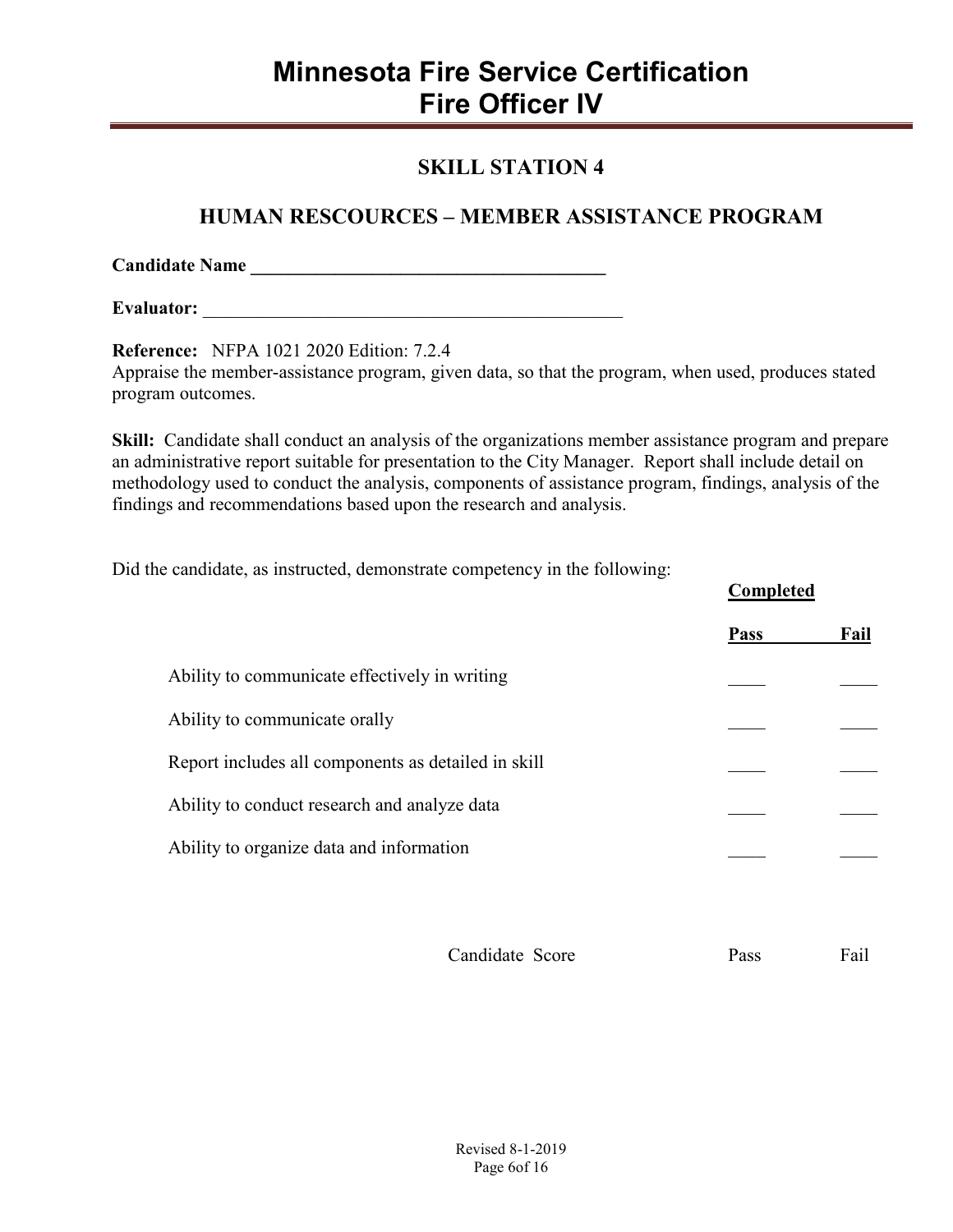# Minnesota Fire Service Certification
# Fire Officer IV

## SKILL STATION 4

## HUMAN RESCOURCES – MEMBER ASSISTANCE PROGRAM

**Candidate Name** ______________________________________

**Evaluator:** ______________________________________________

**Reference:** NFPA 1021 2020 Edition: 7.2.4
Appraise the member-assistance program, given data, so that the program, when used, produces stated program outcomes.

**Skill:** Candidate shall conduct an analysis of the organizations member assistance program and prepare an administrative report suitable for presentation to the City Manager. Report shall include detail on methodology used to conduct the analysis, components of assistance program, findings, analysis of the findings and recommendations based upon the research and analysis.

Did the candidate, as instructed, demonstrate competency in the following:

| | **Completed** | |
|---|---|---|
| | **Pass** | **Fail** |
| Ability to communicate effectively in writing | ____ | ____ |
| Ability to communicate orally | ____ | ____ |
| Report includes all components as detailed in skill | ____ | ____ |
| Ability to conduct research and analyze data | ____ | ____ |
| Ability to organize data and information | ____ | ____ |
| Candidate Score | Pass | Fail |

Revised 8-1-2019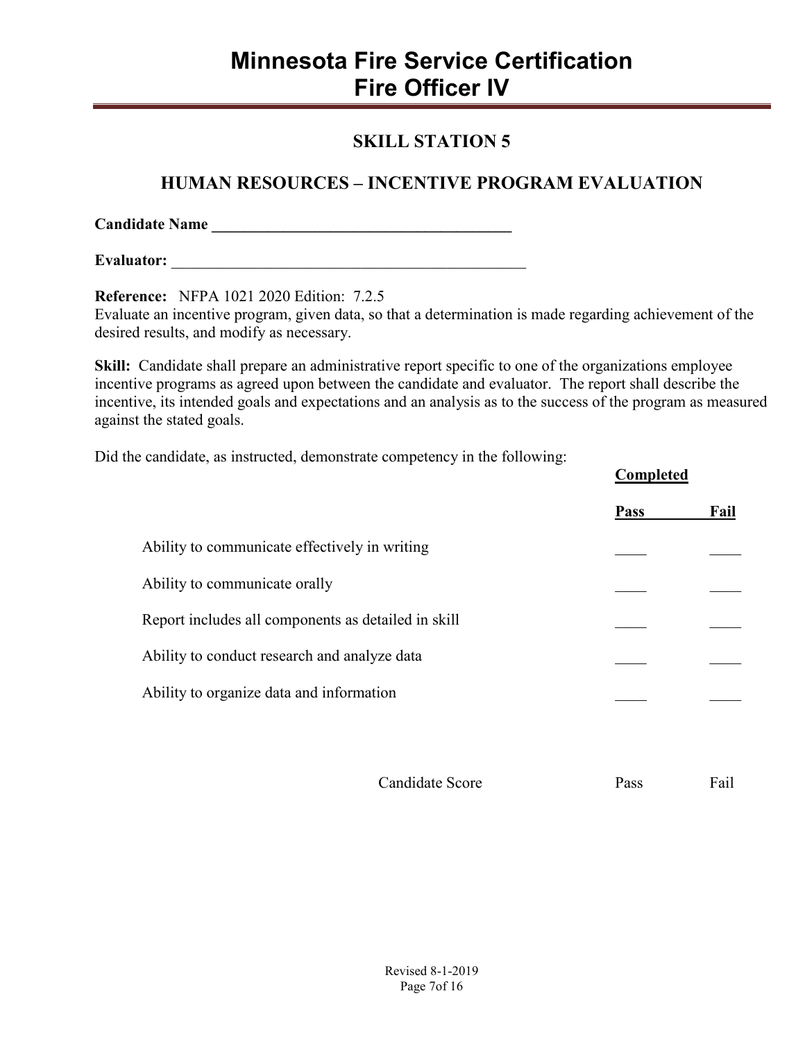# Minnesota Fire Service Certification
# Fire Officer IV

## SKILL STATION 5

## HUMAN RESOURCES – INCENTIVE PROGRAM EVALUATION

**Candidate Name ______________________________________**

**Evaluator:** ______________________________________________

**Reference:** NFPA 1021 2020 Edition: 7.2.5
Evaluate an incentive program, given data, so that a determination is made regarding achievement of the desired results, and modify as necessary.

**Skill:** Candidate shall prepare an administrative report specific to one of the organizations employee incentive programs as agreed upon between the candidate and evaluator. The report shall describe the incentive, its intended goals and expectations and an analysis as to the success of the program as measured against the stated goals.

Did the candidate, as instructed, demonstrate competency in the following:

| | **Completed** | |
|---|---|---|
| | **Pass** | **Fail** |
| Ability to communicate effectively in writing | ____ | ____ |
| Ability to communicate orally | ____ | ____ |
| Report includes all components as detailed in skill | ____ | ____ |
| Ability to conduct research and analyze data | ____ | ____ |
| Ability to organize data and information | ____ | ____ |
| Candidate Score | Pass | Fail |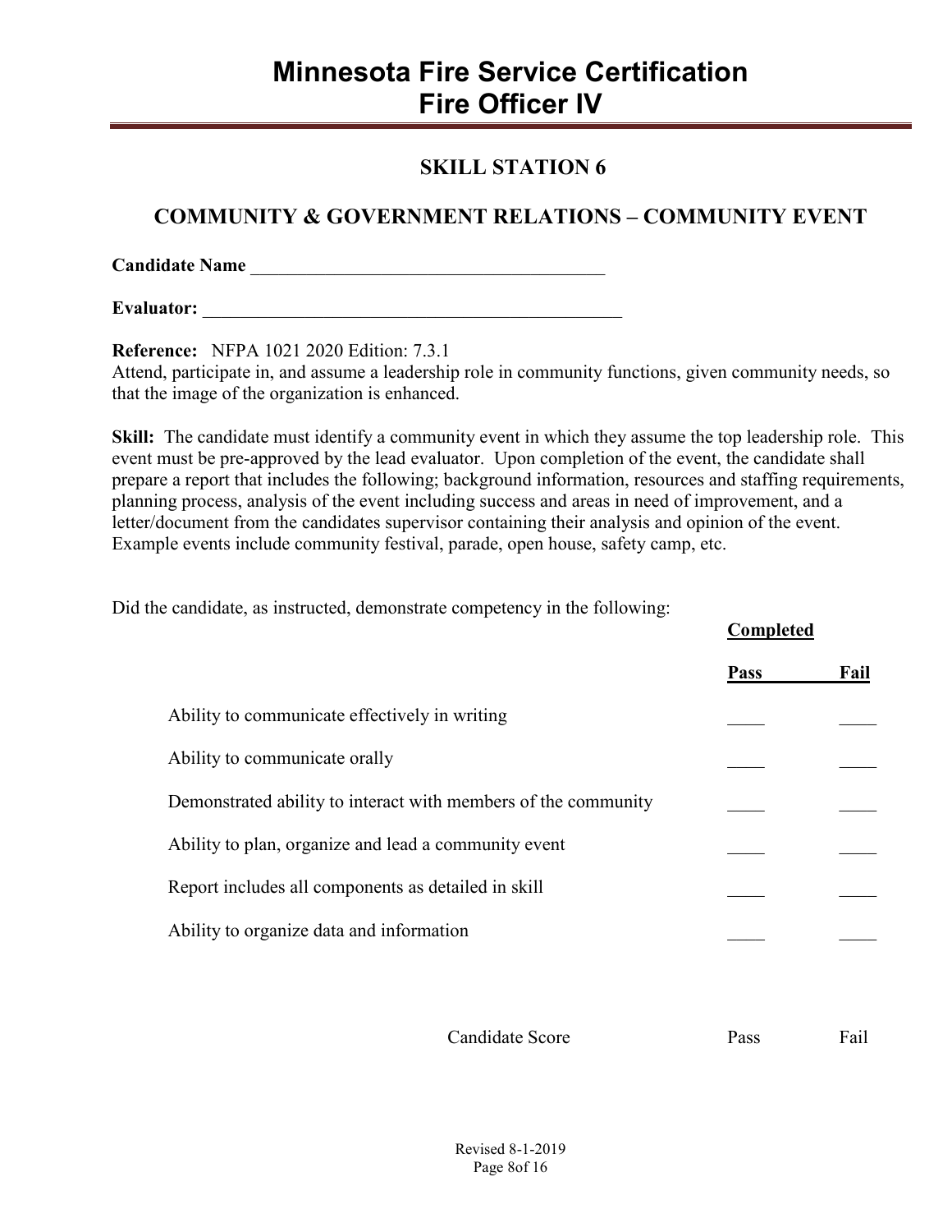# Minnesota Fire Service Certification
# Fire Officer IV

## SKILL STATION 6

## COMMUNITY & GOVERNMENT RELATIONS – COMMUNITY EVENT

**Candidate Name** ______________________________________

**Evaluator:** ______________________________________________

**Reference:** NFPA 1021 2020 Edition: 7.3.1
Attend, participate in, and assume a leadership role in community functions, given community needs, so that the image of the organization is enhanced.

**Skill:** The candidate must identify a community event in which they assume the top leadership role. This event must be pre-approved by the lead evaluator. Upon completion of the event, the candidate shall prepare a report that includes the following; background information, resources and staffing requirements, planning process, analysis of the event including success and areas in need of improvement, and a letter/document from the candidates supervisor containing their analysis and opinion of the event. Example events include community festival, parade, open house, safety camp, etc.

Did the candidate, as instructed, demonstrate competency in the following:

| | **Completed** | |
|---|---|---|
| | **Pass** | **Fail** |
| Ability to communicate effectively in writing | ____ | ____ |
| Ability to communicate orally | ____ | ____ |
| Demonstrated ability to interact with members of the community | ____ | ____ |
| Ability to plan, organize and lead a community event | ____ | ____ |
| Report includes all components as detailed in skill | ____ | ____ |
| Ability to organize data and information | ____ | ____ |

| Candidate Score | Pass | Fail |
|---|---|---|

Revised 8-1-2019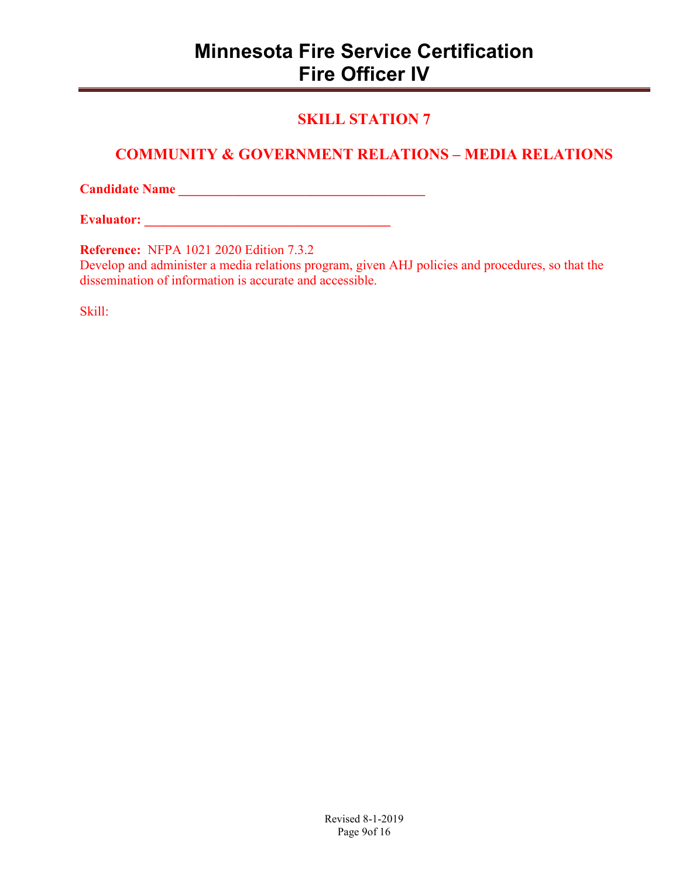# Minnesota Fire Service Certification
# Fire Officer IV

## SKILL STATION 7

## COMMUNITY & GOVERNMENT RELATIONS – MEDIA RELATIONS

**Candidate Name** ____________________________________

**Evaluator:** ____________________________________

**Reference:** NFPA 1021 2020 Edition 7.3.2
Develop and administer a media relations program, given AHJ policies and procedures, so that the dissemination of information is accurate and accessible.

Skill: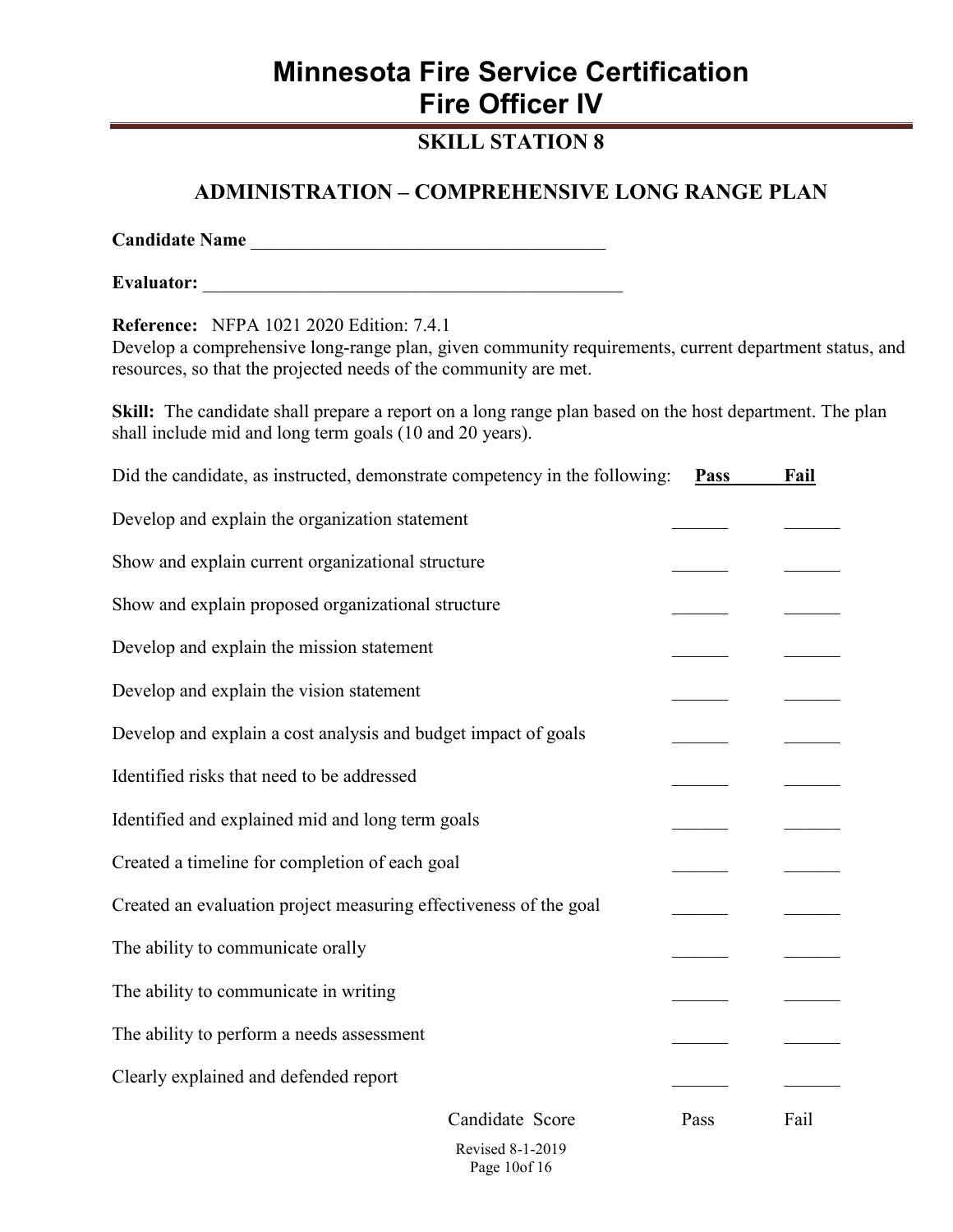# Minnesota Fire Service Certification
# Fire Officer IV

## SKILL STATION 8

### ADMINISTRATION – COMPREHENSIVE LONG RANGE PLAN

**Candidate Name** ______________________________________

**Evaluator:** ______________________________________________

**Reference:** NFPA 1021 2020 Edition: 7.4.1
Develop a comprehensive long-range plan, given community requirements, current department status, and resources, so that the projected needs of the community are met.

**Skill:** The candidate shall prepare a report on a long range plan based on the host department. The plan shall include mid and long term goals (10 and 20 years).

| Did the candidate, as instructed, demonstrate competency in the following: | **Pass** | **Fail** |
|---|---|---|
| Develop and explain the organization statement | ______ | ______ |
| Show and explain current organizational structure | ______ | ______ |
| Show and explain proposed organizational structure | ______ | ______ |
| Develop and explain the mission statement | ______ | ______ |
| Develop and explain the vision statement | ______ | ______ |
| Develop and explain a cost analysis and budget impact of goals | ______ | ______ |
| Identified risks that need to be addressed | ______ | ______ |
| Identified and explained mid and long term goals | ______ | ______ |
| Created a timeline for completion of each goal | ______ | ______ |
| Created an evaluation project measuring effectiveness of the goal | ______ | ______ |
| The ability to communicate orally | ______ | ______ |
| The ability to communicate in writing | ______ | ______ |
| The ability to perform a needs assessment | ______ | ______ |
| Clearly explained and defended report | ______ | ______ |
| Candidate Score | Pass | Fail |

Revised 8-1-2019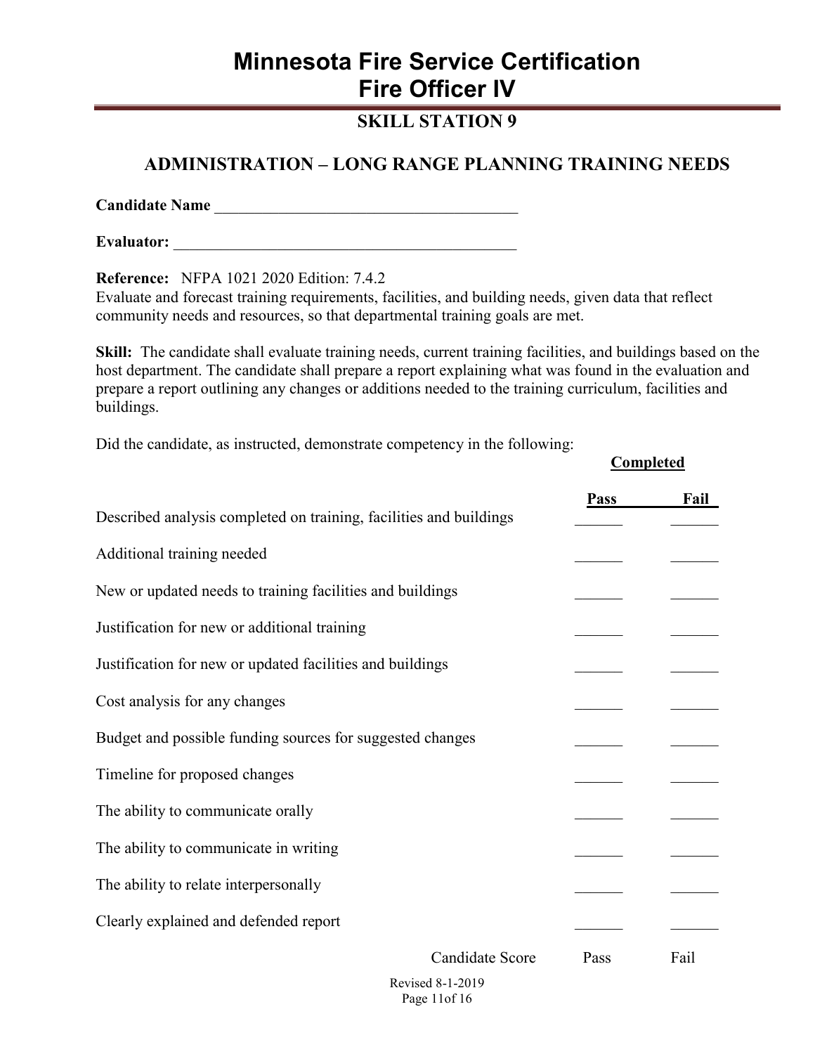# Minnesota Fire Service Certification
# Fire Officer IV

## SKILL STATION 9

## ADMINISTRATION – LONG RANGE PLANNING TRAINING NEEDS

**Candidate Name** _______________________________________

**Evaluator:** ____________________________________________

**Reference:** NFPA 1021 2020 Edition: 7.4.2
Evaluate and forecast training requirements, facilities, and building needs, given data that reflect community needs and resources, so that departmental training goals are met.

**Skill:** The candidate shall evaluate training needs, current training facilities, and buildings based on the host department. The candidate shall prepare a report explaining what was found in the evaluation and prepare a report outlining any changes or additions needed to the training curriculum, facilities and buildings.

Did the candidate, as instructed, demonstrate competency in the following:

| | Completed | |
|---|---|---|
| | **Pass** | **Fail** |
| Described analysis completed on training, facilities and buildings | ______ | ______ |
| Additional training needed | ______ | ______ |
| New or updated needs to training facilities and buildings | ______ | ______ |
| Justification for new or additional training | ______ | ______ |
| Justification for new or updated facilities and buildings | ______ | ______ |
| Cost analysis for any changes | ______ | ______ |
| Budget and possible funding sources for suggested changes | ______ | ______ |
| Timeline for proposed changes | ______ | ______ |
| The ability to communicate orally | ______ | ______ |
| The ability to communicate in writing | ______ | ______ |
| The ability to relate interpersonally | ______ | ______ |
| Clearly explained and defended report | ______ | ______ |
| Candidate Score | Pass | Fail |

Revised 8-1-2019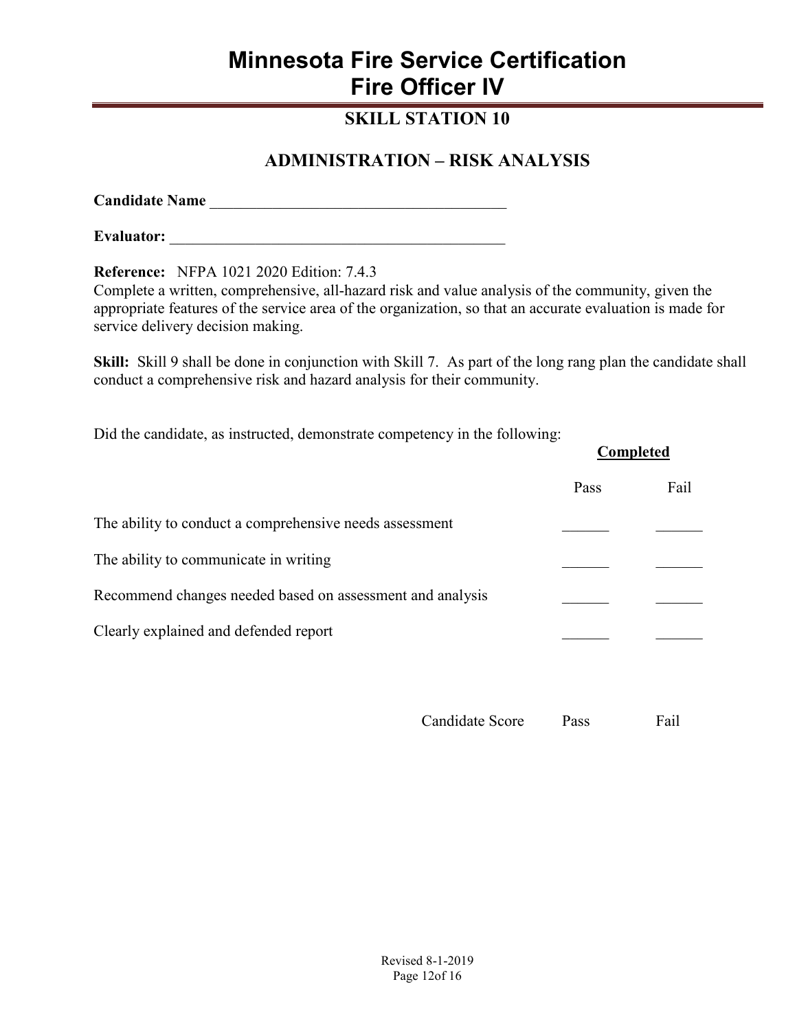# Minnesota Fire Service Certification
# Fire Officer IV

## SKILL STATION 10

## ADMINISTRATION – RISK ANALYSIS

**Candidate Name** ________________________________________

**Evaluator:** ____________________________________________

**Reference:** NFPA 1021 2020 Edition: 7.4.3
Complete a written, comprehensive, all-hazard risk and value analysis of the community, given the appropriate features of the service area of the organization, so that an accurate evaluation is made for service delivery decision making.

**Skill:** Skill 9 shall be done in conjunction with Skill 7. As part of the long rang plan the candidate shall conduct a comprehensive risk and hazard analysis for their community.

Did the candidate, as instructed, demonstrate competency in the following:

| | **Completed** | |
|---|---|---|
| | Pass | Fail |
| The ability to conduct a comprehensive needs assessment | ______ | ______ |
| The ability to communicate in writing | ______ | ______ |
| Recommend changes needed based on assessment and analysis | ______ | ______ |
| Clearly explained and defended report | ______ | ______ |

Candidate Score Pass Fail

Revised 8-1-2019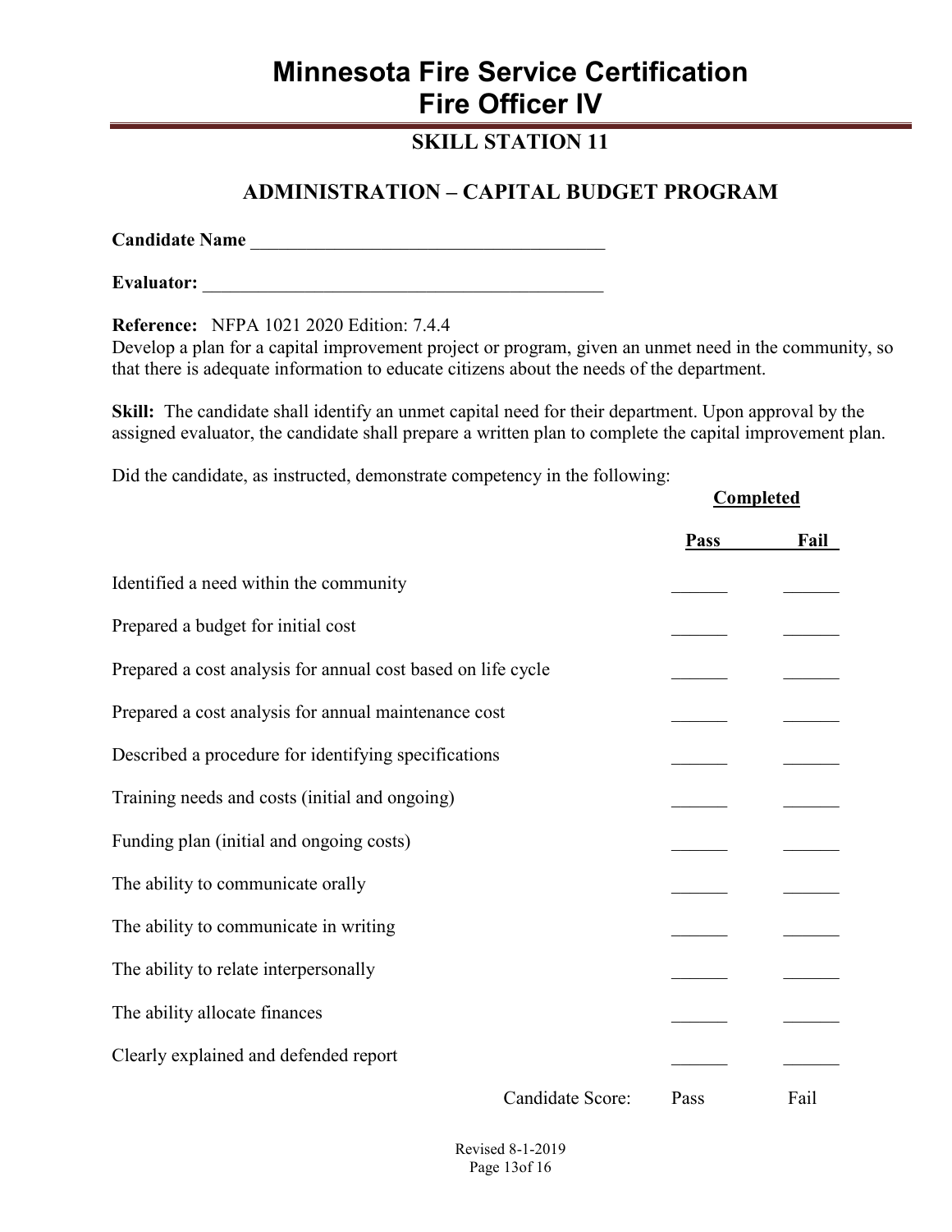# Minnesota Fire Service Certification
# Fire Officer IV

## SKILL STATION 11

## ADMINISTRATION – CAPITAL BUDGET PROGRAM

**Candidate Name** _______________________________________

**Evaluator:** ____________________________________________

**Reference:** NFPA 1021 2020 Edition: 7.4.4
Develop a plan for a capital improvement project or program, given an unmet need in the community, so that there is adequate information to educate citizens about the needs of the department.

**Skill:** The candidate shall identify an unmet capital need for their department. Upon approval by the assigned evaluator, the candidate shall prepare a written plan to complete the capital improvement plan.

Did the candidate, as instructed, demonstrate competency in the following:

| | Completed | |
|---|---|---|
| | **Pass** | **Fail** |
| Identified a need within the community | ______ | ______ |
| Prepared a budget for initial cost | ______ | ______ |
| Prepared a cost analysis for annual cost based on life cycle | ______ | ______ |
| Prepared a cost analysis for annual maintenance cost | ______ | ______ |
| Described a procedure for identifying specifications | ______ | ______ |
| Training needs and costs (initial and ongoing) | ______ | ______ |
| Funding plan (initial and ongoing costs) | ______ | ______ |
| The ability to communicate orally | ______ | ______ |
| The ability to communicate in writing | ______ | ______ |
| The ability to relate interpersonally | ______ | ______ |
| The ability allocate finances | ______ | ______ |
| Clearly explained and defended report | ______ | ______ |
| Candidate Score: | Pass | Fail |

Revised 8-1-2019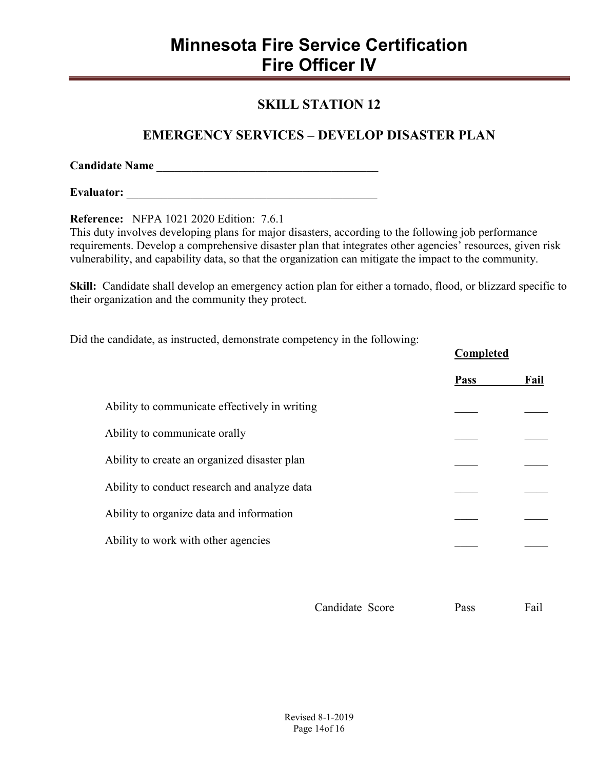# Minnesota Fire Service Certification
# Fire Officer IV

## SKILL STATION 12

## EMERGENCY SERVICES – DEVELOP DISASTER PLAN

**Candidate Name** ______________________________________

**Evaluator:** ____________________________________________

**Reference:** NFPA 1021 2020 Edition: 7.6.1
This duty involves developing plans for major disasters, according to the following job performance requirements. Develop a comprehensive disaster plan that integrates other agencies' resources, given risk vulnerability, and capability data, so that the organization can mitigate the impact to the community.

**Skill:** Candidate shall develop an emergency action plan for either a tornado, flood, or blizzard specific to their organization and the community they protect.

Did the candidate, as instructed, demonstrate competency in the following:

| | Completed | |
|---|---|---|
| | **Pass** | **Fail** |
| Ability to communicate effectively in writing | ____ | ____ |
| Ability to communicate orally | ____ | ____ |
| Ability to create an organized disaster plan | ____ | ____ |
| Ability to conduct research and analyze data | ____ | ____ |
| Ability to organize data and information | ____ | ____ |
| Ability to work with other agencies | ____ | ____ |

| Candidate Score | Pass | Fail |
|---|---|---|

Revised 8-1-2019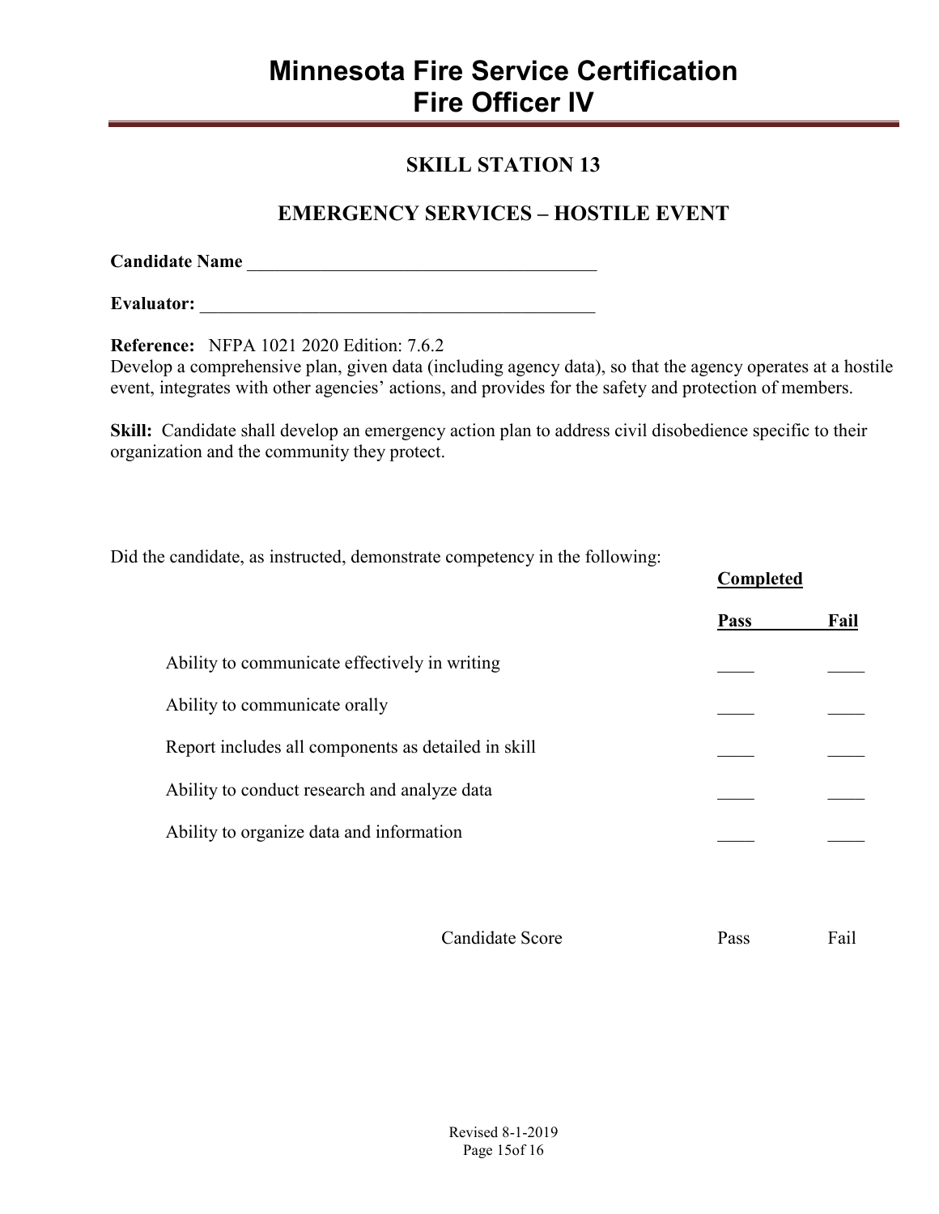# Minnesota Fire Service Certification
# Fire Officer IV

## SKILL STATION 13

## EMERGENCY SERVICES – HOSTILE EVENT

**Candidate Name** ______________________________________

**Evaluator:** ____________________________________________

**Reference:** NFPA 1021 2020 Edition: 7.6.2
Develop a comprehensive plan, given data (including agency data), so that the agency operates at a hostile event, integrates with other agencies' actions, and provides for the safety and protection of members.

**Skill:** Candidate shall develop an emergency action plan to address civil disobedience specific to their organization and the community they protect.

Did the candidate, as instructed, demonstrate competency in the following:

| | **Completed** | |
|---|---|---|
| | **Pass** | **Fail** |
| Ability to communicate effectively in writing | ____ | ____ |
| Ability to communicate orally | ____ | ____ |
| Report includes all components as detailed in skill | ____ | ____ |
| Ability to conduct research and analyze data | ____ | ____ |
| Ability to organize data and information | ____ | ____ |

| Candidate Score | Pass | Fail |
|---|---|---|

Revised 8-1-2019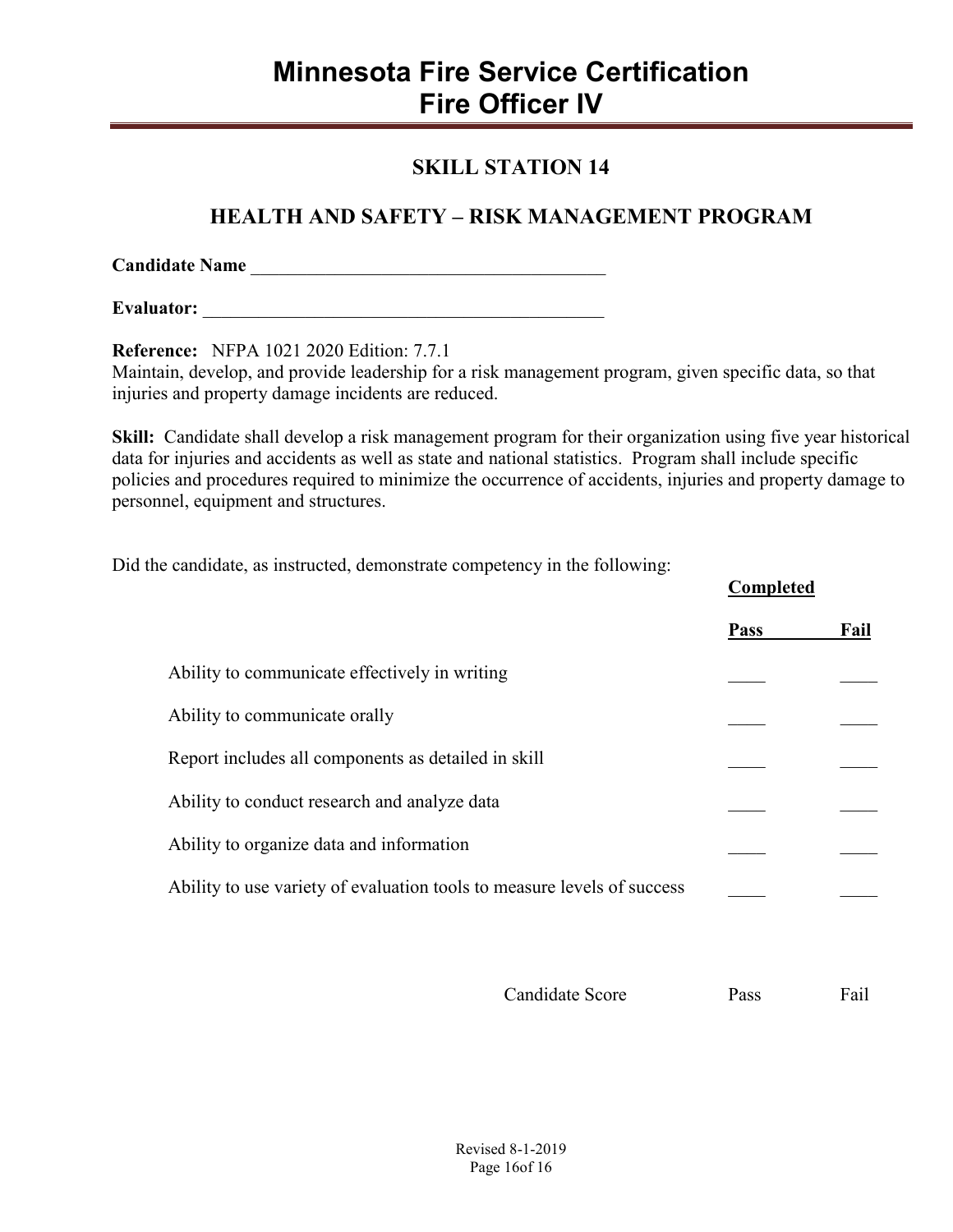# Minnesota Fire Service Certification
# Fire Officer IV

## SKILL STATION 14

## HEALTH AND SAFETY – RISK MANAGEMENT PROGRAM

**Candidate Name** ______________________________________

**Evaluator:** ____________________________________________

**Reference:** NFPA 1021 2020 Edition: 7.7.1
Maintain, develop, and provide leadership for a risk management program, given specific data, so that injuries and property damage incidents are reduced.

**Skill:** Candidate shall develop a risk management program for their organization using five year historical data for injuries and accidents as well as state and national statistics. Program shall include specific policies and procedures required to minimize the occurrence of accidents, injuries and property damage to personnel, equipment and structures.

Did the candidate, as instructed, demonstrate competency in the following:

| | **Completed** | |
|---|---|---|
| | **Pass** | **Fail** |
| Ability to communicate effectively in writing | ____ | ____ |
| Ability to communicate orally | ____ | ____ |
| Report includes all components as detailed in skill | ____ | ____ |
| Ability to conduct research and analyze data | ____ | ____ |
| Ability to organize data and information | ____ | ____ |
| Ability to use variety of evaluation tools to measure levels of success | ____ | ____ |

| | | |
|---|---|---|
| Candidate Score | Pass | Fail |

Revised 8-1-2019